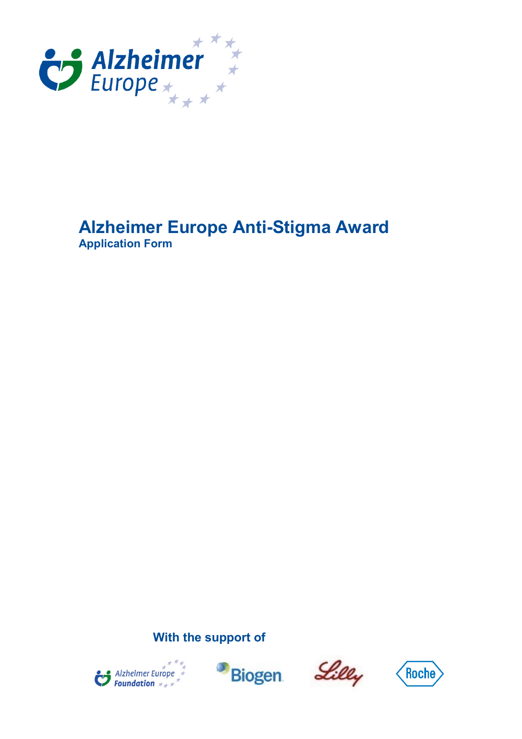# Alzheimer Europe Anti-Stigma Award

**Application Form**

**With the support of**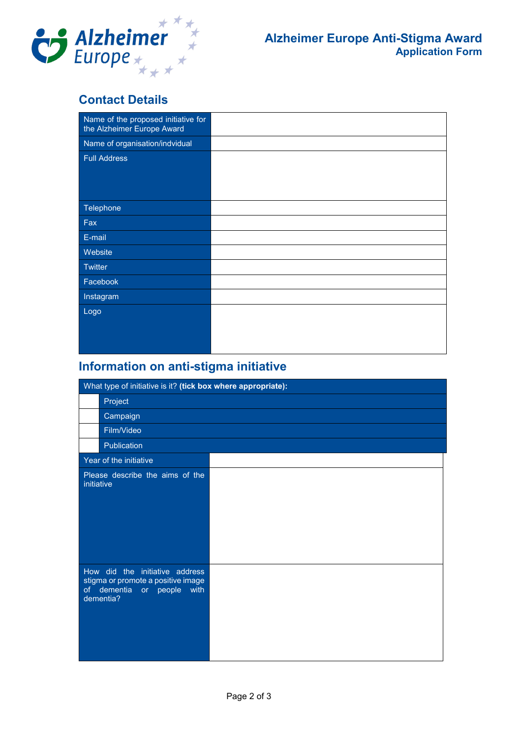# Alzheimer Europe Anti-Stigma Award
## Application Form

## Contact Details

| | |
|---|---|
| Name of the proposed initiative for the Alzheimer Europe Award | |
| Name of organisation/indvidual | |
| Full Address | |
| Telephone | |
| Fax | |
| E-mail | |
| Website | |
| Twitter | |
| Facebook | |
| Instagram | |
| Logo | |

## Information on anti-stigma initiative

| What type of initiative is it? **(tick box where appropriate):** | |
|---|---|
| | Project |
| | Campaign |
| | Film/Video |
| | Publication |

| | |
|---|---|
| Year of the initiative | |
| Please describe the aims of the initiative | |
| How did the initiative address stigma or promote a positive image of dementia or people with dementia? | |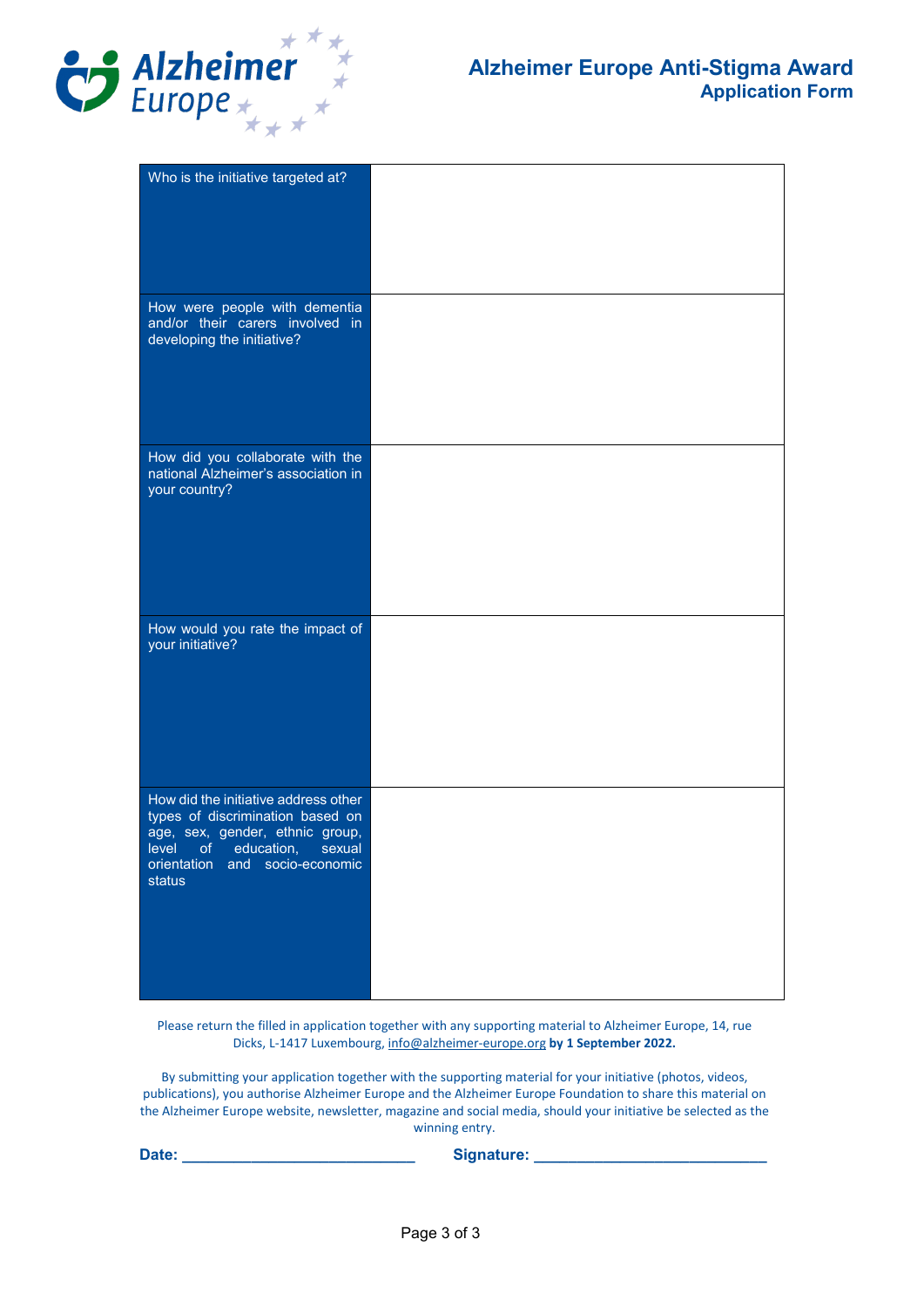# Alzheimer Europe Anti-Stigma Award
## Application Form

| | |
|---|---|
| Who is the initiative targeted at? | |
| How were people with dementia and/or their carers involved in developing the initiative? | |
| How did you collaborate with the national Alzheimer's association in your country? | |
| How would you rate the impact of your initiative? | |
| How did the initiative address other types of discrimination based on age, sex, gender, ethnic group, level of education, sexual orientation and socio-economic status | |

Please return the filled in application together with any supporting material to Alzheimer Europe, 14, rue Dicks, L-1417 Luxembourg, info@alzheimer-europe.org **by 1 September 2022.**

By submitting your application together with the supporting material for your initiative (photos, videos, publications), you authorise Alzheimer Europe and the Alzheimer Europe Foundation to share this material on the Alzheimer Europe website, newsletter, magazine and social media, should your initiative be selected as the winning entry.

**Date:** ____________________________ **Signature:** ____________________________